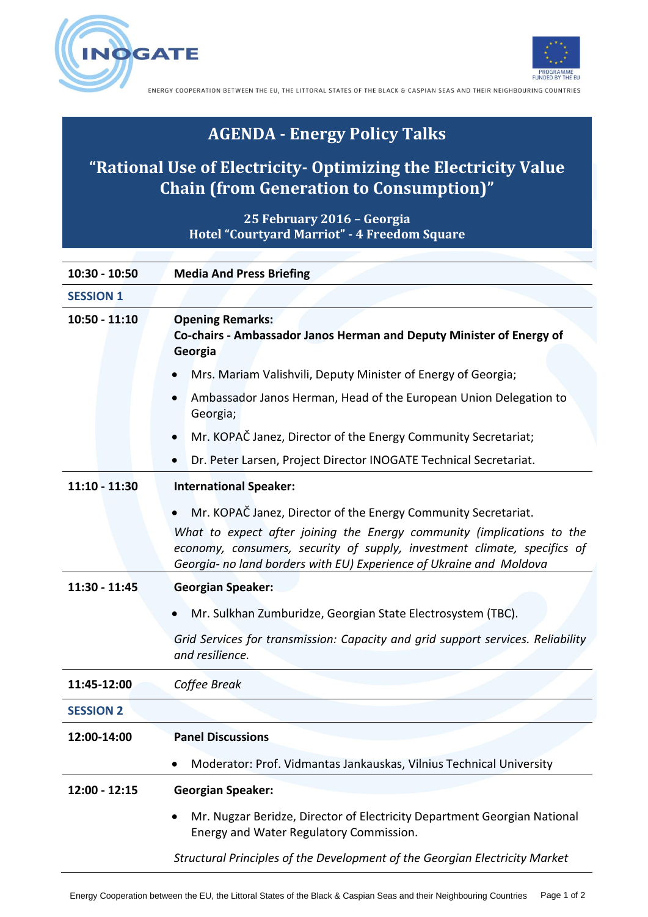ENERGY COOPERATION BETWEEN THE EU, THE LITTORAL STATES OF THE BLACK & CASPIAN SEAS AND THEIR NEIGHBOURING COUNTRIES

# AGENDA - Energy Policy Talks

## "Rational Use of Electricity- Optimizing the Electricity Value Chain (from Generation to Consumption)"

**25 February 2016 – Georgia**
**Hotel "Courtyard Marriot" - 4 Freedom Square**

| | |
|---|---|
| **10:30 - 10:50** | **Media And Press Briefing** |
| **SESSION 1** | |
| **10:50 - 11:10** | **Opening Remarks:**<br>**Co-chairs - Ambassador Janos Herman and Deputy Minister of Energy of Georgia**<br>• Mrs. Mariam Valishvili, Deputy Minister of Energy of Georgia;<br>• Ambassador Janos Herman, Head of the European Union Delegation to Georgia;<br>• Mr. KOPAČ Janez, Director of the Energy Community Secretariat;<br>• Dr. Peter Larsen, Project Director INOGATE Technical Secretariat. |
| **11:10 - 11:30** | **International Speaker:**<br>• Mr. KOPAČ Janez, Director of the Energy Community Secretariat.<br>*What to expect after joining the Energy community (implications to the economy, consumers, security of supply, investment climate, specifics of Georgia- no land borders with EU) Experience of Ukraine and Moldova* |
| **11:30 - 11:45** | **Georgian Speaker:**<br>• Mr. Sulkhan Zumburidze, Georgian State Electrosystem (TBC).<br>*Grid Services for transmission: Capacity and grid support services. Reliability and resilience.* |
| **11:45-12:00** | *Coffee Break* |
| **SESSION 2** | |
| **12:00-14:00** | **Panel Discussions**<br>• Moderator: Prof. Vidmantas Jankauskas, Vilnius Technical University |
| **12:00 - 12:15** | **Georgian Speaker:**<br>• Mr. Nugzar Beridze, Director of Electricity Department Georgian National Energy and Water Regulatory Commission.<br>*Structural Principles of the Development of the Georgian Electricity Market* |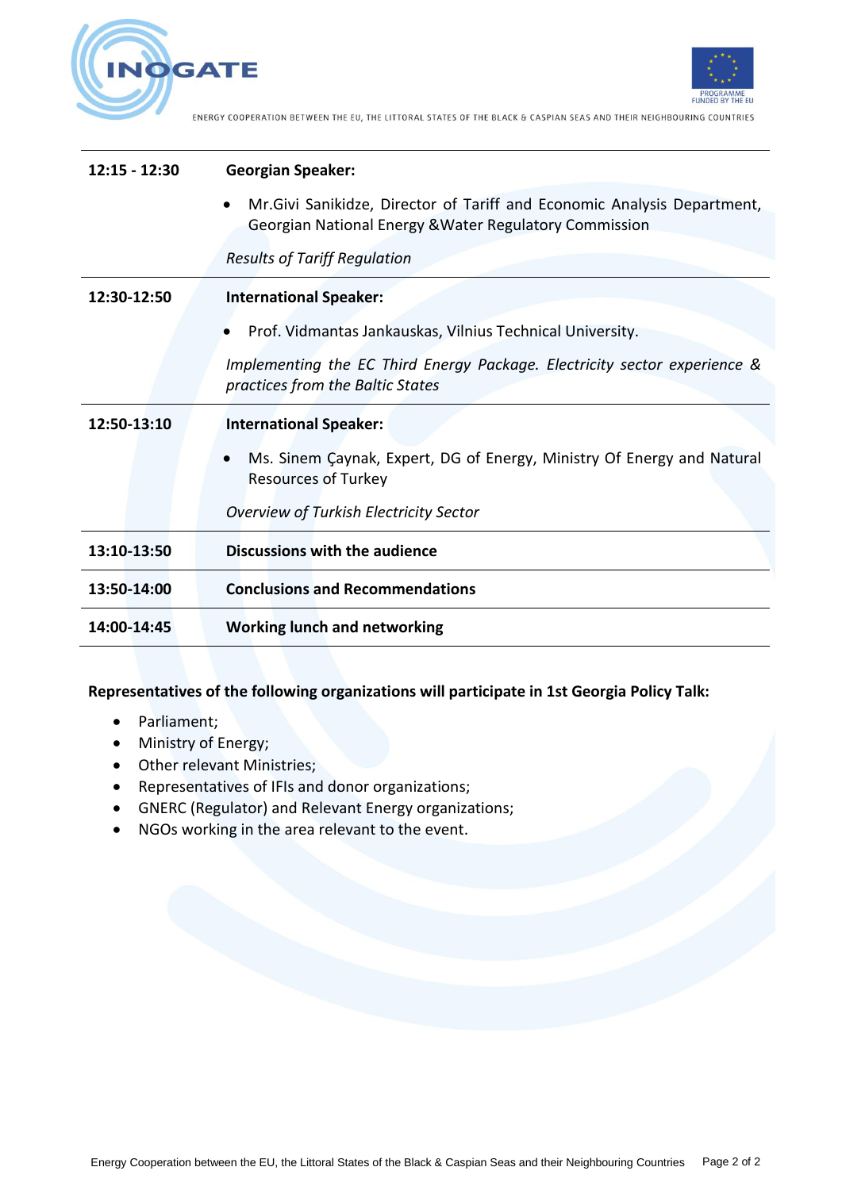| | |
|---|---|
| **12:15 - 12:30** | **Georgian Speaker:**<br>• Mr.Givi Sanikidze, Director of Tariff and Economic Analysis Department, Georgian National Energy &Water Regulatory Commission<br>*Results of Tariff Regulation* |
| **12:30-12:50** | **International Speaker:**<br>• Prof. Vidmantas Jankauskas, Vilnius Technical University.<br>*Implementing the EC Third Energy Package. Electricity sector experience & practices from the Baltic States* |
| **12:50-13:10** | **International Speaker:**<br>• Ms. Sinem Çaynak, Expert, DG of Energy, Ministry Of Energy and Natural Resources of Turkey<br>*Overview of Turkish Electricity Sector* |
| **13:10-13:50** | **Discussions with the audience** |
| **13:50-14:00** | **Conclusions and Recommendations** |
| **14:00-14:45** | **Working lunch and networking** |

**Representatives of the following organizations will participate in 1st Georgia Policy Talk:**

- Parliament;
- Ministry of Energy;
- Other relevant Ministries;
- Representatives of IFIs and donor organizations;
- GNERC (Regulator) and Relevant Energy organizations;
- NGOs working in the area relevant to the event.